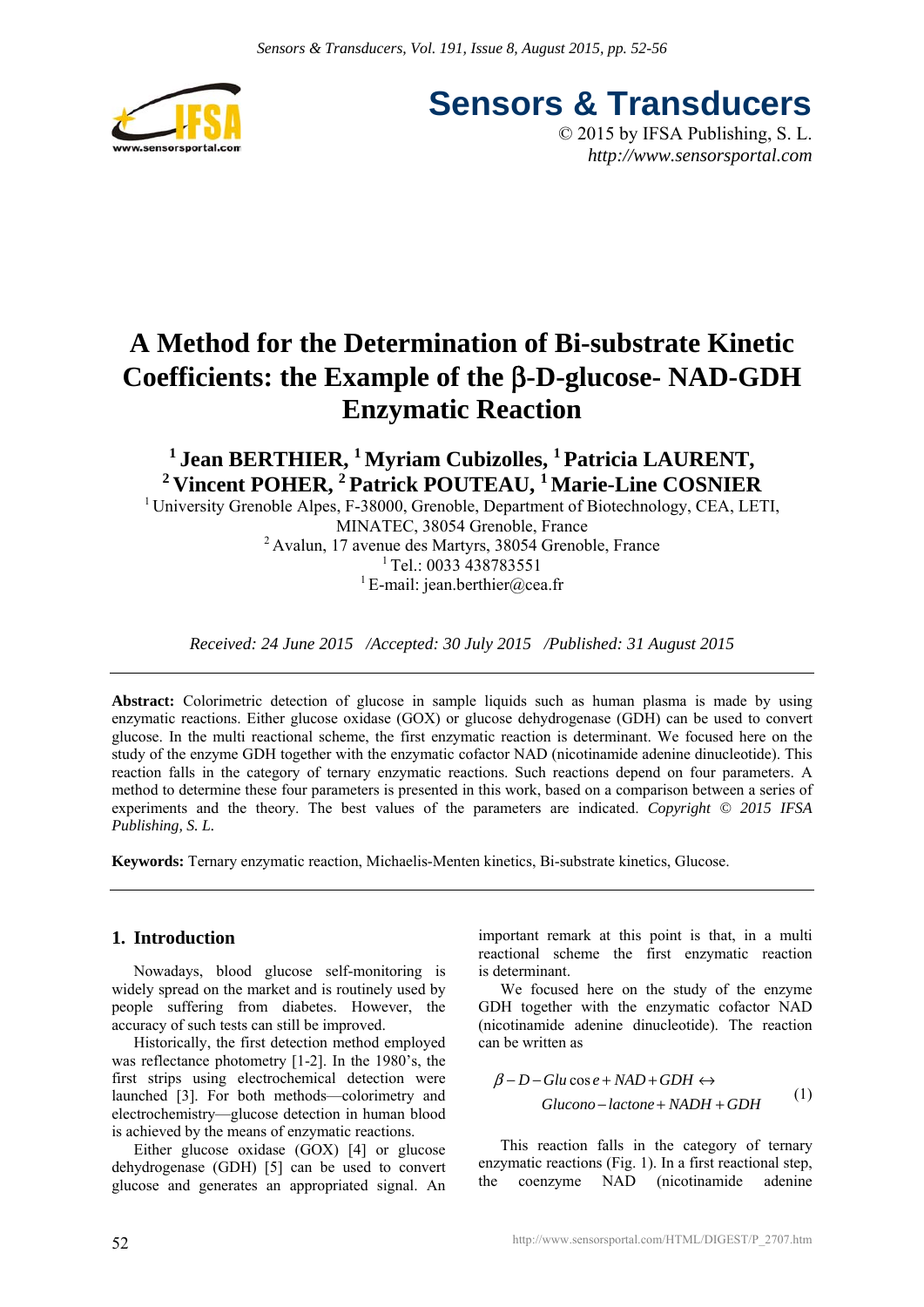# A Method for the Determination of Bi-substrate Kinetic Coefficients: the Example of the β-D-glucose- NAD-GDH Enzymatic Reaction

**[1] Jean BERTHIER, [1] Myriam Cubizolles, [1] Patricia LAURENT, [2] Vincent POHER, [2] Patrick POUTEAU, [1] Marie-Line COSNIER**

[1] University Grenoble Alpes, F-38000, Grenoble, Department of Biotechnology, CEA, LETI, MINATEC, 38054 Grenoble, France

[2] Avalun, 17 avenue des Martyrs, 38054 Grenoble, France

[1] Tel.: 0033 438783551

[1] E-mail: jean.berthier@cea.fr

*Received: 24 June 2015 /Accepted: 30 July 2015 /Published: 31 August 2015*

---

**Abstract:** Colorimetric detection of glucose in sample liquids such as human plasma is made by using enzymatic reactions. Either glucose oxidase (GOX) or glucose dehydrogenase (GDH) can be used to convert glucose. In the multi reactional scheme, the first enzymatic reaction is determinant. We focused here on the study of the enzyme GDH together with the enzymatic cofactor NAD (nicotinamide adenine dinucleotide). This reaction falls in the category of ternary enzymatic reactions. Such reactions depend on four parameters. A method to determine these four parameters is presented in this work, based on a comparison between a series of experiments and the theory. The best values of the parameters are indicated. *Copyright © 2015 IFSA Publishing, S. L.*

**Keywords:** Ternary enzymatic reaction, Michaelis-Menten kinetics, Bi-substrate kinetics, Glucose.

---

## 1. Introduction

Nowadays, blood glucose self-monitoring is widely spread on the market and is routinely used by people suffering from diabetes. However, the accuracy of such tests can still be improved.

Historically, the first detection method employed was reflectance photometry [1-2]. In the 1980's, the first strips using electrochemical detection were launched [3]. For both methods—colorimetry and electrochemistry—glucose detection in human blood is achieved by the means of enzymatic reactions.

Either glucose oxidase (GOX) [4] or glucose dehydrogenase (GDH) [5] can be used to convert glucose and generates an appropriated signal. An important remark at this point is that, in a multi reactional scheme the first enzymatic reaction is determinant.

We focused here on the study of the enzyme GDH together with the enzymatic cofactor NAD (nicotinamide adenine dinucleotide). The reaction can be written as

$$\beta - D - Glucose + NAD + GDH \leftrightarrow Glucono - lactone + NADH + GDH \qquad (1)$$

This reaction falls in the category of ternary enzymatic reactions (Fig. 1). In a first reactional step, the coenzyme NAD (nicotinamide adenine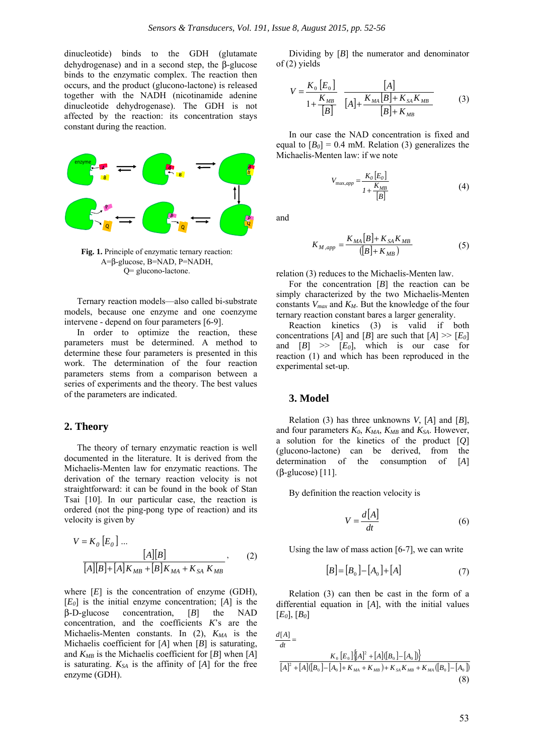dinucleotide) binds to the GDH (glutamate dehydrogenase) and in a second step, the β-glucose binds to the enzymatic complex. The reaction then occurs, and the product (glucono-lactone) is released together with the NADH (nicotinamide adenine dinucleotide dehydrogenase). The GDH is not affected by the reaction: its concentration stays constant during the reaction.

**Fig. 1.** Principle of enzymatic ternary reaction: A=β-glucose, B=NAD, P=NADH, Q= glucono-lactone.

Ternary reaction models—also called bi-substrate models, because one enzyme and one coenzyme intervene - depend on four parameters [6-9].

In order to optimize the reaction, these parameters must be determined. A method to determine these four parameters is presented in this work. The determination of the four reaction parameters stems from a comparison between a series of experiments and the theory. The best values of the parameters are indicated.

## 2. Theory

The theory of ternary enzymatic reaction is well documented in the literature. It is derived from the Michaelis-Menten law for enzymatic reactions. The derivation of the ternary reaction velocity is not straightforward: it can be found in the book of Stan Tsai [10]. In our particular case, the reaction is ordered (not the ping-pong type of reaction) and its velocity is given by

$$V = K_0 [E_0] \ldots \frac{[A][B]}{[A][B]+[A]K_{MB}+[B]K_{MA}+K_{SA}\,K_{MB}}, \tag{2}$$

where $[E]$ is the concentration of enzyme (GDH), $[E_0]$ is the initial enzyme concentration; $[A]$ is the β-D-glucose concentration, $[B]$ the NAD concentration, and the coefficients $K$'s are the Michaelis-Menten constants. In (2), $K_{MA}$ is the Michaelis coefficient for $[A]$ when $[B]$ is saturating, and $K_{MB}$ is the Michaelis coefficient for $[B]$ when $[A]$ is saturating. $K_{SA}$ is the affinity of $[A]$ for the free enzyme (GDH).

Dividing by $[B]$ the numerator and denominator of (2) yields

$$V = \frac{K_0 [E_0]}{1+\dfrac{K_{MB}}{[B]}} \; \frac{[A]}{[A]+\dfrac{K_{MA}[B]+K_{SA}K_{MB}}{[B]+K_{MB}}} \tag{3}$$

In our case the NAD concentration is fixed and equal to $[B_0]$ = 0.4 mM. Relation (3) generalizes the Michaelis-Menten law: if we note

$$V_{\max,app} = \frac{K_0 [E_0]}{1+\dfrac{K_{MB}}{[B]}} \tag{4}$$

and

$$K_{M,app} = \frac{K_{MA}[B]+K_{SA}K_{MB}}{([B]+K_{MB})} \tag{5}$$

relation (3) reduces to the Michaelis-Menten law.

For the concentration $[B]$ the reaction can be simply characterized by the two Michaelis-Menten constants $V_{max}$ and $K_M$. But the knowledge of the four ternary reaction constant bares a larger generality.

Reaction kinetics (3) is valid if both concentrations $[A]$ and $[B]$ are such that $[A] >> [E_0]$ and $[B] >> [E_0]$, which is our case for reaction (1) and which has been reproduced in the experimental set-up.

## 3. Model

Relation (3) has three unknowns $V$, $[A]$ and $[B]$, and four parameters $K_0$, $K_{MA}$, $K_{MB}$ and $K_{SA}$. However, a solution for the kinetics of the product $[Q]$ (glucono-lactone) can be derived, from the determination of the consumption of $[A]$ (β-glucose) [11].

By definition the reaction velocity is

$$V = \frac{d[A]}{dt} \tag{6}$$

Using the law of mass action [6-7], we can write

$$[B] = [B_0] - [A_0] + [A] \tag{7}$$

Relation (3) can then be cast in the form of a differential equation in $[A]$, with the initial values $[E_0]$, $[B_0]$

$$\frac{d[A]}{dt} = \frac{K_0 [E_0]\left\{[A]^2 + [A]([B_0]-[A_0])\right\}}{[A]^2 + [A]([B_0]-[A_0]+K_{MA}+K_{MB}) + K_{SA}K_{MB} + K_{MA}([B_0]-[A_0])} \tag{8}$$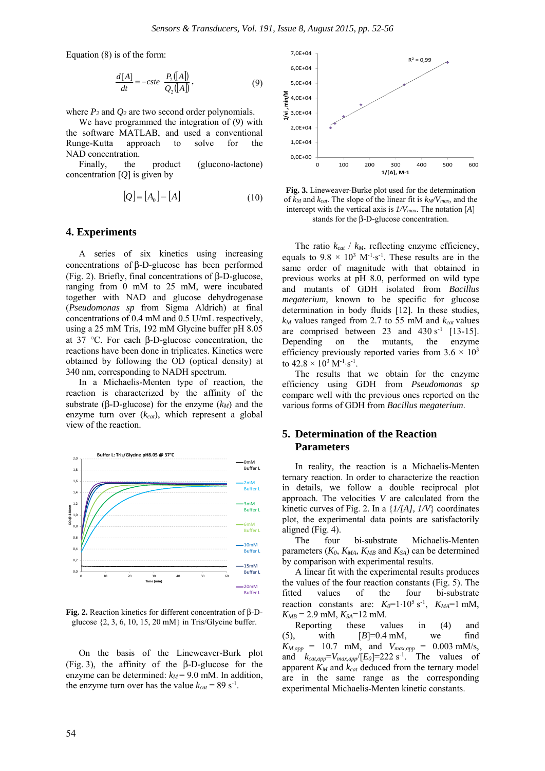Equation (8) is of the form:

$$\frac{d[A]}{dt} = -cste\ \frac{P_2([A])}{Q_2([A])}, \tag{9}$$

where $P_2$ and $Q_2$ are two second order polynomials.

We have programmed the integration of (9) with the software MATLAB, and used a conventional Runge-Kutta approach to solve for the NAD concentration.

Finally, the product (glucono-lactone) concentration $[Q]$ is given by

$$[Q] = [A_0] - [A] \tag{10}$$

## 4. Experiments

A series of six kinetics using increasing concentrations of β-D-glucose has been performed (Fig. 2). Briefly, final concentrations of β-D-glucose, ranging from 0 mM to 25 mM, were incubated together with NAD and glucose dehydrogenase (*Pseudomonas sp* from Sigma Aldrich) at final concentrations of 0.4 mM and 0.5 U/mL respectively, using a 25 mM Tris, 192 mM Glycine buffer pH 8.05 at 37 °C. For each β-D-glucose concentration, the reactions have been done in triplicates. Kinetics were obtained by following the OD (optical density) at 340 nm, corresponding to NADH spectrum.

In a Michaelis-Menten type of reaction, the reaction is characterized by the affinity of the substrate (β-D-glucose) for the enzyme ($k_M$) and the enzyme turn over ($k_{cat}$), which represent a global view of the reaction.

**Fig. 2.** Reaction kinetics for different concentration of β-D-glucose {2, 3, 6, 10, 15, 20 mM} in Tris/Glycine buffer.

On the basis of the Lineweaver-Burk plot (Fig. 3), the affinity of the β-D-glucose for the enzyme can be determined: $k_M$ = 9.0 mM. In addition, the enzyme turn over has the value $k_{cat}$ = 89 $s^{-1}$.

**Fig. 3.** Lineweaver-Burke plot used for the determination of $k_M$ and $k_{cat}$. The slope of the linear fit is $k_M/V_{max}$, and the intercept with the vertical axis is $1/V_{max}$. The notation [A] stands for the β-D-glucose concentration.

The ratio $k_{cat}$ / $k_M$, reflecting enzyme efficiency, equals to 9.8 × $10^3$ $M^{-1}{\cdot}s^{-1}$. These results are in the same order of magnitude with that obtained in previous works at pH 8.0, performed on wild type and mutants of GDH isolated from *Bacillus megaterium,* known to be specific for glucose determination in body fluids [12]. In these studies, $k_M$ values ranged from 2.7 to 55 mM and $k_{cat}$ values are comprised between 23 and 430 $s^{-1}$ [13-15]. Depending on the mutants, the enzyme efficiency previously reported varies from 3.6 × $10^3$ to 42.8 × $10^3$ $M^{-1}{\cdot}s^{-1}$.

The results that we obtain for the enzyme efficiency using GDH from *Pseudomonas sp* compare well with the previous ones reported on the various forms of GDH from *Baccillus megaterium*.

## 5. Determination of the Reaction Parameters

In reality, the reaction is a Michaelis-Menten ternary reaction. In order to characterize the reaction in details, we follow a double reciprocal plot approach. The velocities V are calculated from the kinetic curves of Fig. 2. In a {*1/[A], 1/V*} coordinates plot, the experimental data points are satisfactorily aligned (Fig. 4).

The four bi-substrate Michaelis-Menten parameters ($K_0$, $K_{MA}$, $K_{MB}$ and $K_{SA}$) can be determined by comparison with experimental results.

A linear fit with the experimental results produces the values of the four reaction constants (Fig. 5). The fitted values of the four bi-substrate reaction constants are: $K_0$=1·$10^5$ $s^{-1}$, $K_{MA}$=1 mM, $K_{MB}$ = 2.9 mM, $K_{SA}$=12 mM.

Reporting these values in (4) and (5), with [B]=0.4 mM, we find $K_{M,app}$ = 10.7 mM, and $V_{max,app}$ = 0.003 mM/s, and $k_{cat,app}$=$V_{max,app}$/$[E_0]$=222 $s^{-1}$. The values of apparent $K_M$ and $k_{cat}$ deduced from the ternary model are in the same range as the corresponding experimental Michaelis-Menten kinetic constants.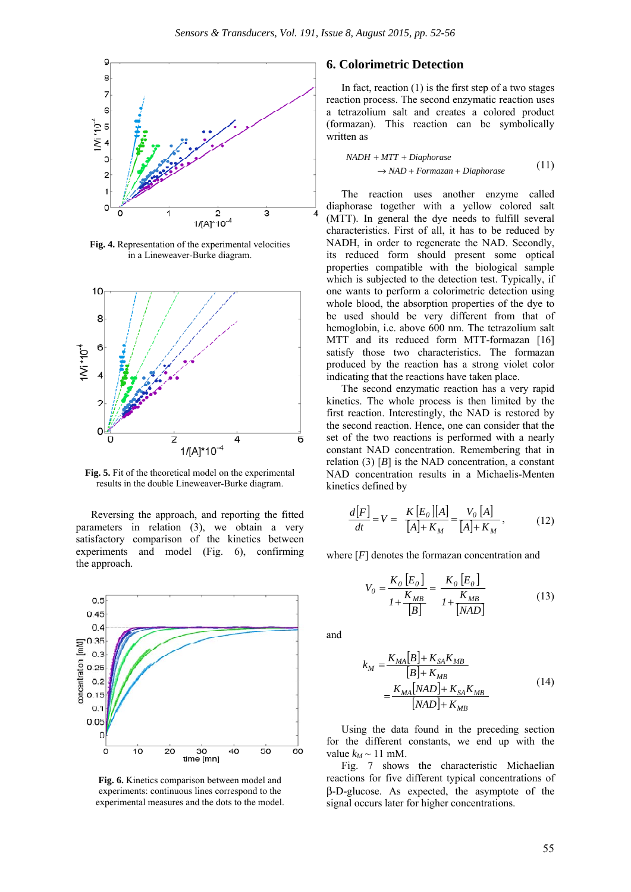Fig. 4. Representation of the experimental velocities in a Lineweaver-Burke diagram.

Fig. 5. Fit of the theoretical model on the experimental results in the double Lineweaver-Burke diagram.

Reversing the approach, and reporting the fitted parameters in relation (3), we obtain a very satisfactory comparison of the kinetics between experiments and model (Fig. 6), confirming the approach.

Fig. 6. Kinetics comparison between model and experiments: continuous lines correspond to the experimental measures and the dots to the model.

## 6. Colorimetric Detection

In fact, reaction (1) is the first step of a two stages reaction process. The second enzymatic reaction uses a tetrazolium salt and creates a colored product (formazan). This reaction can be symbolically written as

$$NADH + MTT + Diaphorase \rightarrow NAD + Formazan + Diaphorase \tag{11}$$

The reaction uses another enzyme called diaphorase together with a yellow colored salt (MTT). In general the dye needs to fulfill several characteristics. First of all, it has to be reduced by NADH, in order to regenerate the NAD. Secondly, its reduced form should present some optical properties compatible with the biological sample which is subjected to the detection test. Typically, if one wants to perform a colorimetric detection using whole blood, the absorption properties of the dye to be used should be very different from that of hemoglobin, i.e. above 600 nm. The tetrazolium salt MTT and its reduced form MTT-formazan [16] satisfy those two characteristics. The formazan produced by the reaction has a strong violet color indicating that the reactions have taken place.

The second enzymatic reaction has a very rapid kinetics. The whole process is then limited by the first reaction. Interestingly, the NAD is restored by the second reaction. Hence, one can consider that the set of the two reactions is performed with a nearly constant NAD concentration. Remembering that in relation (3) $[B]$ is the NAD concentration, a constant NAD concentration results in a Michaelis-Menten kinetics defined by

$$\frac{d[F]}{dt} = V = \frac{K[E_0][A]}{[A]+K_M} = \frac{V_0[A]}{[A]+K_M}, \tag{12}$$

where $[F]$ denotes the formazan concentration and

$$V_0 = \frac{K_0[E_0]}{1+\dfrac{K_{MB}}{[B]}} = \frac{K_0[E_0]}{1+\dfrac{K_{MB}}{[NAD]}} \tag{13}$$

and

$$k_M = \frac{K_{MA}[B]+K_{SA}K_{MB}}{[B]+K_{MB}} = \frac{K_{MA}[NAD]+K_{SA}K_{MB}}{[NAD]+K_{MB}} \tag{14}$$

Using the data found in the preceding section for the different constants, we end up with the value $k_M \sim 11$ mM.

Fig. 7 shows the characteristic Michaelian reactions for five different typical concentrations of β-D-glucose. As expected, the asymptote of the signal occurs later for higher concentrations.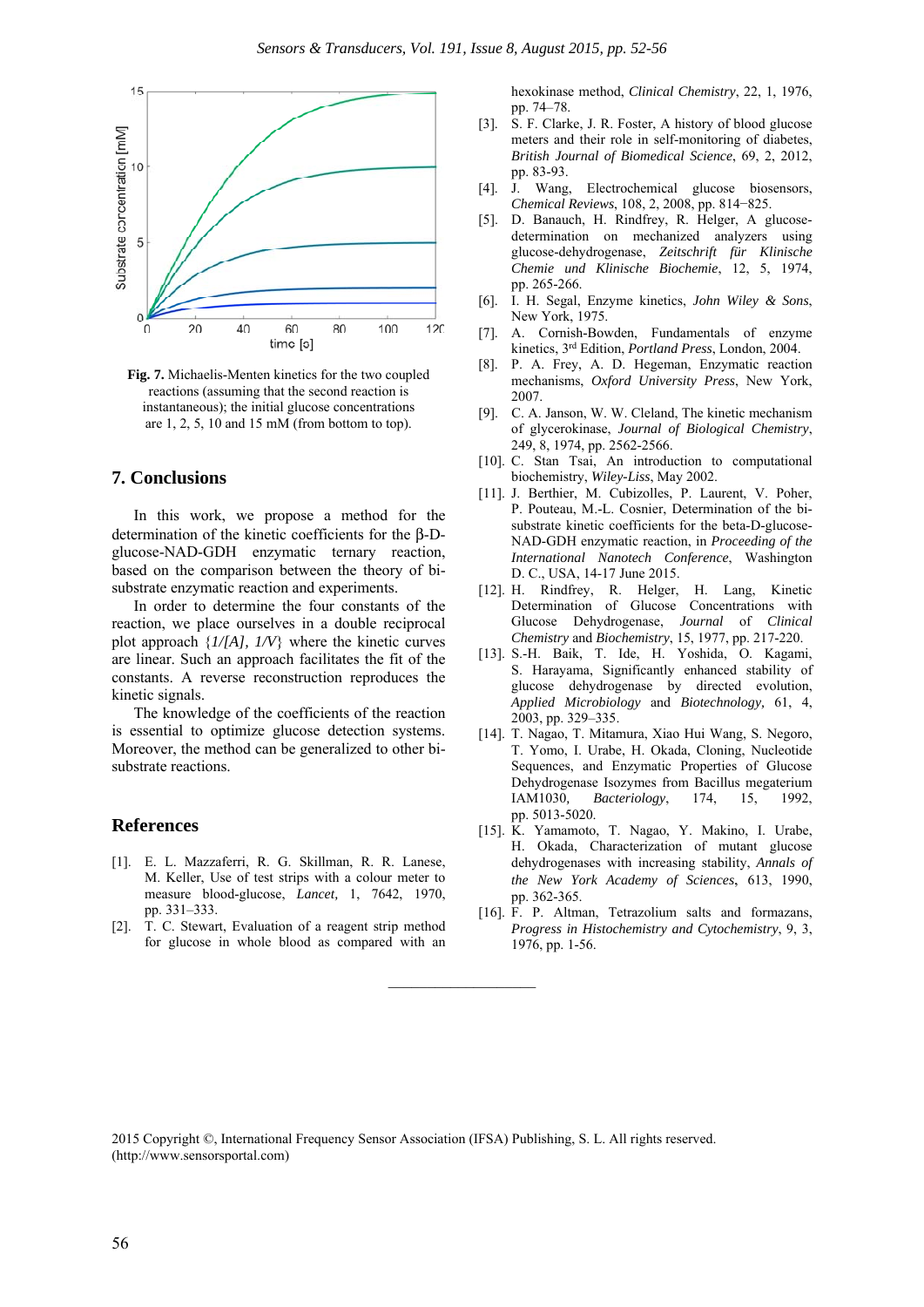Substrate concentration [mM]

15

10

5

0

0 20 40 60 80 100 120

time [s]

**Fig. 7.** Michaelis-Menten kinetics for the two coupled reactions (assuming that the second reaction is instantaneous); the initial glucose concentrations are 1, 2, 5, 10 and 15 mM (from bottom to top).

## 7. Conclusions

In this work, we propose a method for the determination of the kinetic coefficients for the β-D-glucose-NAD-GDH enzymatic ternary reaction, based on the comparison between the theory of bi-substrate enzymatic reaction and experiments.

In order to determine the four constants of the reaction, we place ourselves in a double reciprocal plot approach $\{1/[A],\ 1/V\}$ where the kinetic curves are linear. Such an approach facilitates the fit of the constants. A reverse reconstruction reproduces the kinetic signals.

The knowledge of the coefficients of the reaction is essential to optimize glucose detection systems. Moreover, the method can be generalized to other bi-substrate reactions.

## References

[1]. E. L. Mazzaferri, R. G. Skillman, R. R. Lanese, M. Keller, Use of test strips with a colour meter to measure blood-glucose, *Lancet,* 1, 7642, 1970, pp. 331–333.

[2]. T. C. Stewart, Evaluation of a reagent strip method for glucose in whole blood as compared with an hexokinase method, *Clinical Chemistry*, 22, 1, 1976, pp. 74–78.

[3]. S. F. Clarke, J. R. Foster, A history of blood glucose meters and their role in self-monitoring of diabetes, *British Journal of Biomedical Science*, 69, 2, 2012, pp. 83-93.

[4]. J. Wang, Electrochemical glucose biosensors, *Chemical Reviews*, 108, 2, 2008, pp. 814−825.

[5]. D. Banauch, H. Rindfrey, H. Helger, A glucose-determination on mechanized analyzers using glucose-dehydrogenase, *Zeitschrift für Klinische Chemie und Klinische Biochemie*, 12, 5, 1974, pp. 265-266.

[6]. I. H. Segal, Enzyme kinetics, *John Wiley & Sons*, New York, 1975.

[7]. A. Cornish-Bowden, Fundamentals of enzyme kinetics, 3rd Edition, *Portland Press*, London, 2004.

[8]. P. A. Frey, A. D. Hegeman, Enzymatic reaction mechanisms, *Oxford University Press*, New York, 2007.

[9]. C. A. Janson, W. W. Cleland, The kinetic mechanism of glycerokinase, *Journal of Biological Chemistry*, 249, 8, 1974, pp. 2562-2566.

[10]. C. Stan Tsai, An introduction to computational biochemistry, *Wiley-Liss*, May 2002.

[11]. J. Berthier, M. Cubizolles, P. Laurent, V. Poher, P. Pouteau, M.-L. Cosnier, Determination of the bi-substrate kinetic coefficients for the beta-D-glucose-NAD-GDH enzymatic reaction, in *Proceeding of the International Nanotech Conference*, Washington D. C., USA, 14-17 June 2015.

[12]. H. Rindfrey, R. Helger, H. Lang, Kinetic Determination of Glucose Concentrations with Glucose Dehydrogenase, *Journal of Clinical Chemistry* and *Biochemistry*, 15, 1977, pp. 217-220.

[13]. S.-H. Baik, T. Ide, H. Yoshida, O. Kagami, S. Harayama, Significantly enhanced stability of glucose dehydrogenase by directed evolution, *Applied Microbiology* and *Biotechnology,* 61, 4, 2003, pp. 329–335.

[14]. T. Nagao, T. Mitamura, Xiao Hui Wang, S. Negoro, T. Yomo, I. Urabe, H. Okada, Cloning, Nucleotide Sequences, and Enzymatic Properties of Glucose Dehydrogenase Isozymes from Bacillus megaterium IAM1030, *Bacteriology*, 174, 15, 1992, pp. 5013-5020.

[15]. K. Yamamoto, T. Nagao, Y. Makino, I. Urabe, H. Okada, Characterization of mutant glucose dehydrogenases with increasing stability, *Annals of the New York Academy of Sciences*, 613, 1990, pp. 362-365.

[16]. F. P. Altman, Tetrazolium salts and formazans, *Progress in Histochemistry and Cytochemistry*, 9, 3, 1976, pp. 1-56.

2015 Copyright ©, International Frequency Sensor Association (IFSA) Publishing, S. L. All rights reserved. (http://www.sensorsportal.com)